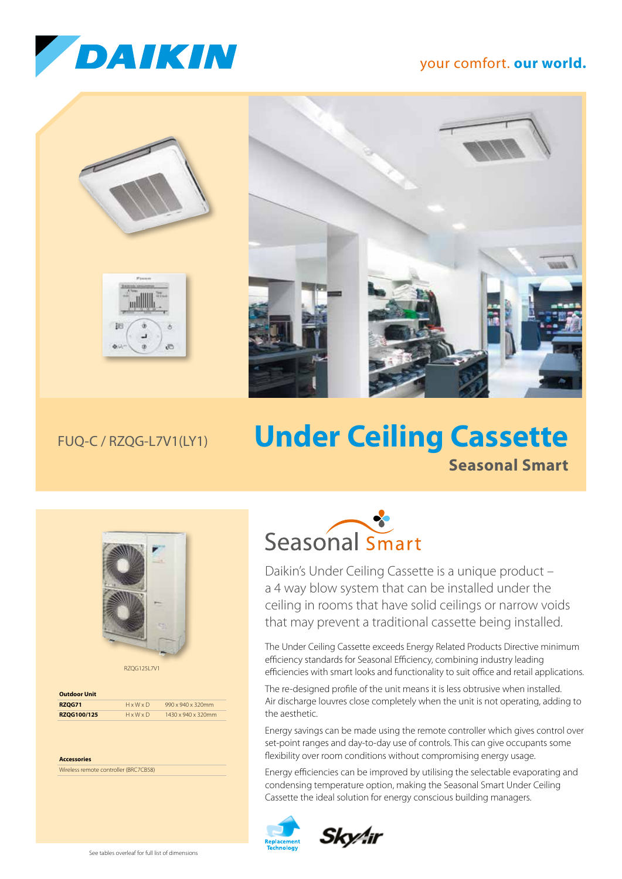DAIKIN

your comfort. **our world.**

FUQ-C / RZQG-L7V1(LY1)

# Under Ceiling Cassette

## Seasonal Smart

RZQG125L7V1

| Outdoor Unit | | |
|---|---|---|
| **RZQG71** | H x W x D | 990 x 940 x 320mm |
| **RZQG100/125** | H x W x D | 1430 x 940 x 320mm |

| Accessories |
|---|
| Wireless remote controller (BRC7CB58) |

See tables overleaf for full list of dimensions

Seasonal Smart

Daikin's Under Ceiling Cassette is a unique product – a 4 way blow system that can be installed under the ceiling in rooms that have solid ceilings or narrow voids that may prevent a traditional cassette being installed.

The Under Ceiling Cassette exceeds Energy Related Products Directive minimum efficiency standards for Seasonal Efficiency, combining industry leading efficiencies with smart looks and functionality to suit office and retail applications.

The re-designed profile of the unit means it is less obtrusive when installed. Air discharge louvres close completely when the unit is not operating, adding to the aesthetic.

Energy savings can be made using the remote controller which gives control over set-point ranges and day-to-day use of controls. This can give occupants some flexibility over room conditions without compromising energy usage.

Energy efficiencies can be improved by utilising the selectable evaporating and condensing temperature option, making the Seasonal Smart Under Ceiling Cassette the ideal solution for energy conscious building managers.

Replacement Technology

SkyAir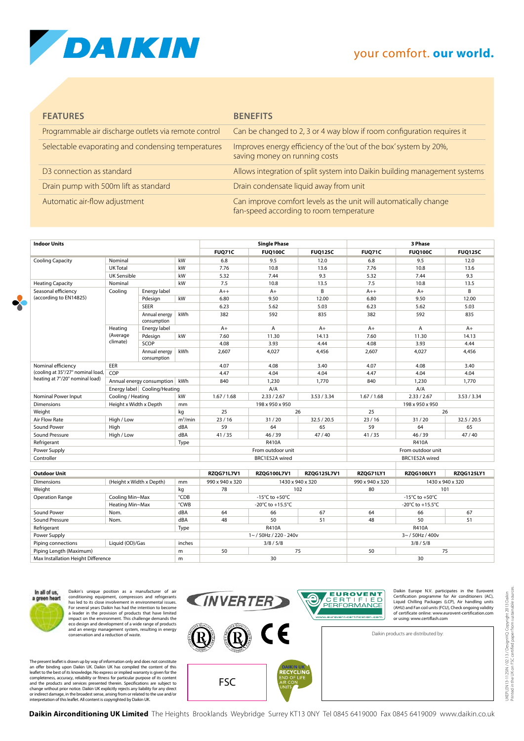# DAIKIN

your comfort. **our world.**

| FEATURES | BENEFITS |
|---|---|
| Programmable air discharge outlets via remote control | Can be changed to 2, 3 or 4 way blow if room configuration requires it |
| Selectable evaporating and condensing temperatures | Improves energy efficiency of the 'out of the box' system by 20%, saving money on running costs |
| D3 connection as standard | Allows integration of split system into Daikin building management systems |
| Drain pump with 500m lift as standard | Drain condensate liquid away from unit |
| Automatic air-flow adjustment | Can improve comfort levels as the unit will automatically change fan-speed according to room temperature |

| Indoor Units | | | | Single Phase | | | 3 Phase | | |
|---|---|---|---|---|---|---|---|---|---|
| | | | | FUQ71C | FUQ100C | FUQ125C | FUQ71C | FUQ100C | FUQ125C |
| Cooling Capacity | Nominal | | kW | 6.8 | 9.5 | 12.0 | 6.8 | 9.5 | 12.0 |
| | UK Total | | kW | 7.76 | 10.8 | 13.6 | 7.76 | 10.8 | 13.6 |
| | UK Sensible | | kW | 5.32 | 7.44 | 9.3 | 5.32 | 7.44 | 9.3 |
| Heating Capacity | Nominal | | kW | 7.5 | 10.8 | 13.5 | 7.5 | 10.8 | 13.5 |
| Seasonal efficiency (according to EN14825) | Cooling | Energy label | | A++ | A+ | B | A++ | A+ | B |
| | | Pdesign | kW | 6.80 | 9.50 | 12.00 | 6.80 | 9.50 | 12.00 |
| | | SEER | | 6.23 | 5.62 | 5.03 | 6.23 | 5.62 | 5.03 |
| | | Annual energy consumption | kWh | 382 | 592 | 835 | 382 | 592 | 835 |
| | Heating (Average climate) | Energy label | | A+ | A | A+ | A+ | A | A+ |
| | | Pdesign | kW | 7.60 | 11.30 | 14.13 | 7.60 | 11.30 | 14.13 |
| | | SCOP | | 4.08 | 3.93 | 4.44 | 4.08 | 3.93 | 4.44 |
| | | Annual energy consumption | kWh | 2,607 | 4,027 | 4,456 | 2,607 | 4,027 | 4,456 |
| Nominal efficiency (cooling at 35°/27° nominal load, heating at 7°/20° nominal load) | EER | | | 4.07 | 4.08 | 3.40 | 4.07 | 4.08 | 3.40 |
| | COP | | | 4.47 | 4.04 | 4.04 | 4.47 | 4.04 | 4.04 |
| | Annual energy consumption | | kWh | 840 | 1,230 | 1,770 | 840 | 1,230 | 1,770 |
| | Energy label | Cooling/Heating | | A/A | | | A/A | | |
| Nominal Power Input | Cooling / Heating | | kW | 1.67 / 1.68 | 2.33 / 2.67 | 3.53 / 3.34 | 1.67 / 1.68 | 2.33 / 2.67 | 3.53 / 3.34 |
| Dimensions | Height x Width x Depth | | mm | 198 x 950 x 950 | | | 198 x 950 x 950 | | |
| Weight | | | kg | 25 | 26 | | 25 | 26 | |
| Air Flow Rate | High / Low | | m³/min | 23 / 16 | 31 / 20 | 32.5 / 20.5 | 23 / 16 | 31 / 20 | 32.5 / 20.5 |
| Sound Power | High | | dBA | 59 | 64 | 65 | 59 | 64 | 65 |
| Sound Pressure | High / Low | | dBA | 41 / 35 | 46 / 39 | 47 / 40 | 41 / 35 | 46 / 39 | 47 / 40 |
| Refrigerant | | | Type | R410A | | | R410A | | |
| Power Supply | | | | From outdoor unit | | | From outdoor unit | | |
| Controller | | | | BRC1E52A wired | | | BRC1E52A wired | | |

| Outdoor Unit | | | RZQG71L7V1 | RZQG100L7V1 | RZQG125L7V1 | RZQG71LY1 | RZQG100LY1 | RZQG125LY1 |
|---|---|---|---|---|---|---|---|---|
| Dimensions | (Height x Width x Depth) | mm | 990 x 940 x 320 | 1430 x 940 x 320 | | 990 x 940 x 320 | 1430 x 940 x 320 | |
| Weight | | kg | 78 | 102 | | 80 | 101 | |
| Operation Range | Cooling Min~Max | °CDB | -15°C to +50°C | | | -15°C to +50°C | | |
| | Heating Min~Max | °CWB | -20°C to +15.5°C | | | -20°C to +15.5°C | | |
| Sound Power | Nom. | dBA | 64 | 66 | 67 | 64 | 66 | 67 |
| Sound Pressure | Nom. | dBA | 48 | 50 | 51 | 48 | 50 | 51 |
| Refrigerant | | Type | R410A | | | R410A | | |
| Power Supply | | | 1~ / 50Hz / 220 - 240v | | | 3~ / 50Hz / 400v | | |
| Piping connections | Liquid (OD)/Gas | inches | 3/8 / 5/8 | | | 3/8 / 5/8 | | |
| Piping Length (Maximum) | | m | 50 | 75 | | 50 | 75 | |
| Max Installation Height Difference | | m | 30 | | | 30 | | |

In all of us, a green heart

Daikin's unique position as a manufacturer of air conditioning equipment, compressors and refrigerants has led to its close involvement in environmental issues. For several years Daikin has had the intention to become a leader in the provision of products that have limited impact on the environment. This challenge demands the eco design and development of a wide range of products and an energy management system, resulting in energy conservation and a reduction of waste.

The present leaflet is drawn up by way of information only and does not constitute an offer binding upon Daikin UK. Daikin UK has compiled the content of this leaflet to the best of its knowledge. No express or implied warranty is given for the completeness, accuracy, reliability or fitness for particular purpose of its content and the products and services presented therein. Specifications are subject to change without prior notice. Daikin UK explicitly rejects any liability for any direct or indirect damage, in the broadest sense, arising from or related to the use and/or interpretation of this leaflet. All content is copyrighted by Daikin UK.

INVERTER

EUROVENT CERTIFIED PERFORMANCE www.eurovent-certification.com

Daikin Europe N.V. participates in the Eurovent Certification programme for Air conditioners (AC), Liquid Chilling Packages (LCP), Air handling units (AHU) and Fan coil units (FCU). Check ongoing validity of certificate online: www.eurovent-certification.com or using: www.certiflash.com

FSC

DAIKIN UK RECYCLING END OF LIFE AIR CON UNITS

Daikin products are distributed by:

UKEPLEN 13-1125IN / 02.13 / DesignHQ Copyright 2013 Daikin. Printed in the UK on FSC certified paper from sustainable sources.

**Daikin Airconditioning UK Limited** The Heights Brooklands Weybridge Surrey KT13 0NY Tel 0845 6419000 Fax 0845 6419009 www.daikin.co.uk